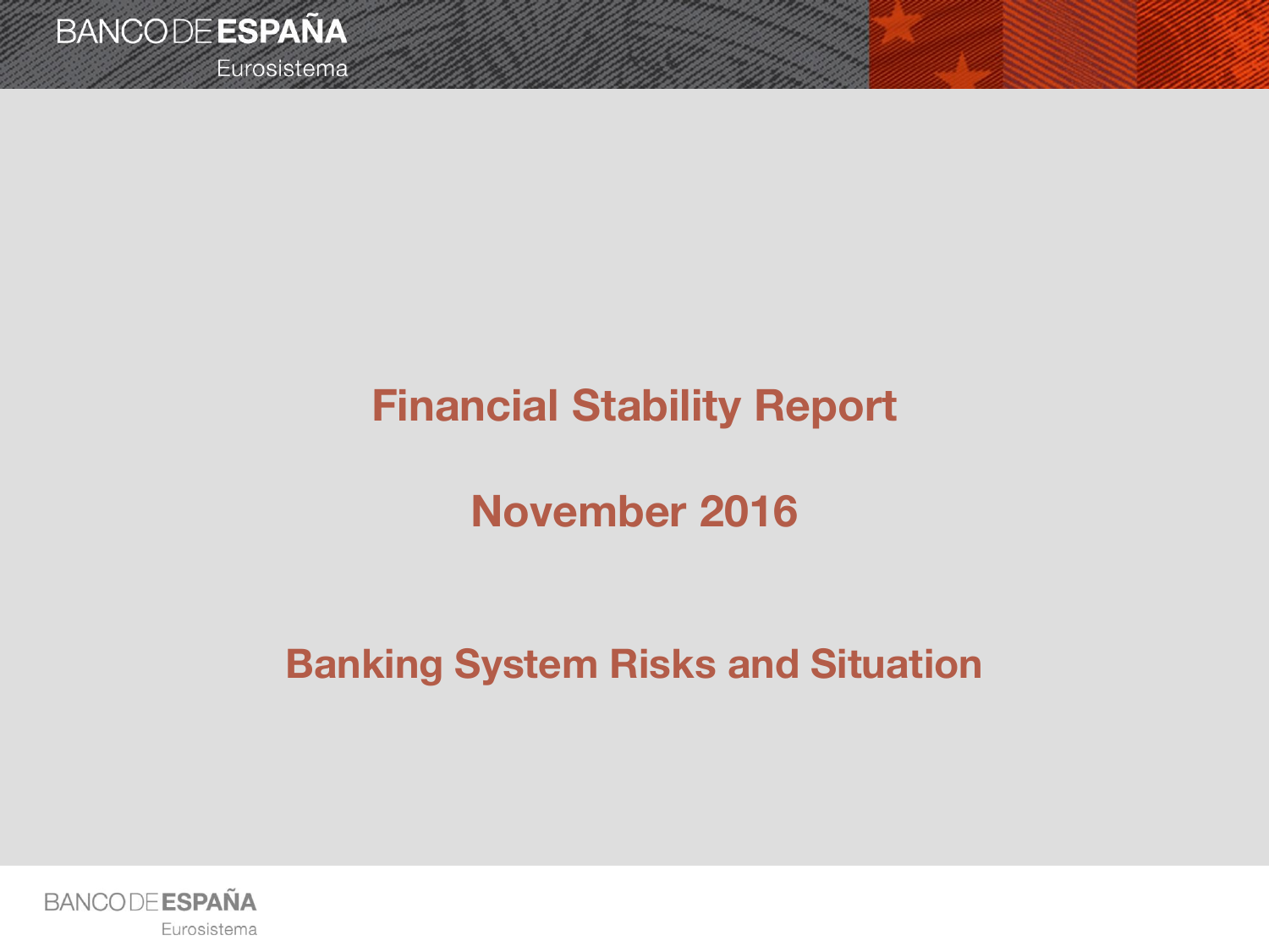# Financial Stability Report

## November 2016

## Banking System Risks and Situation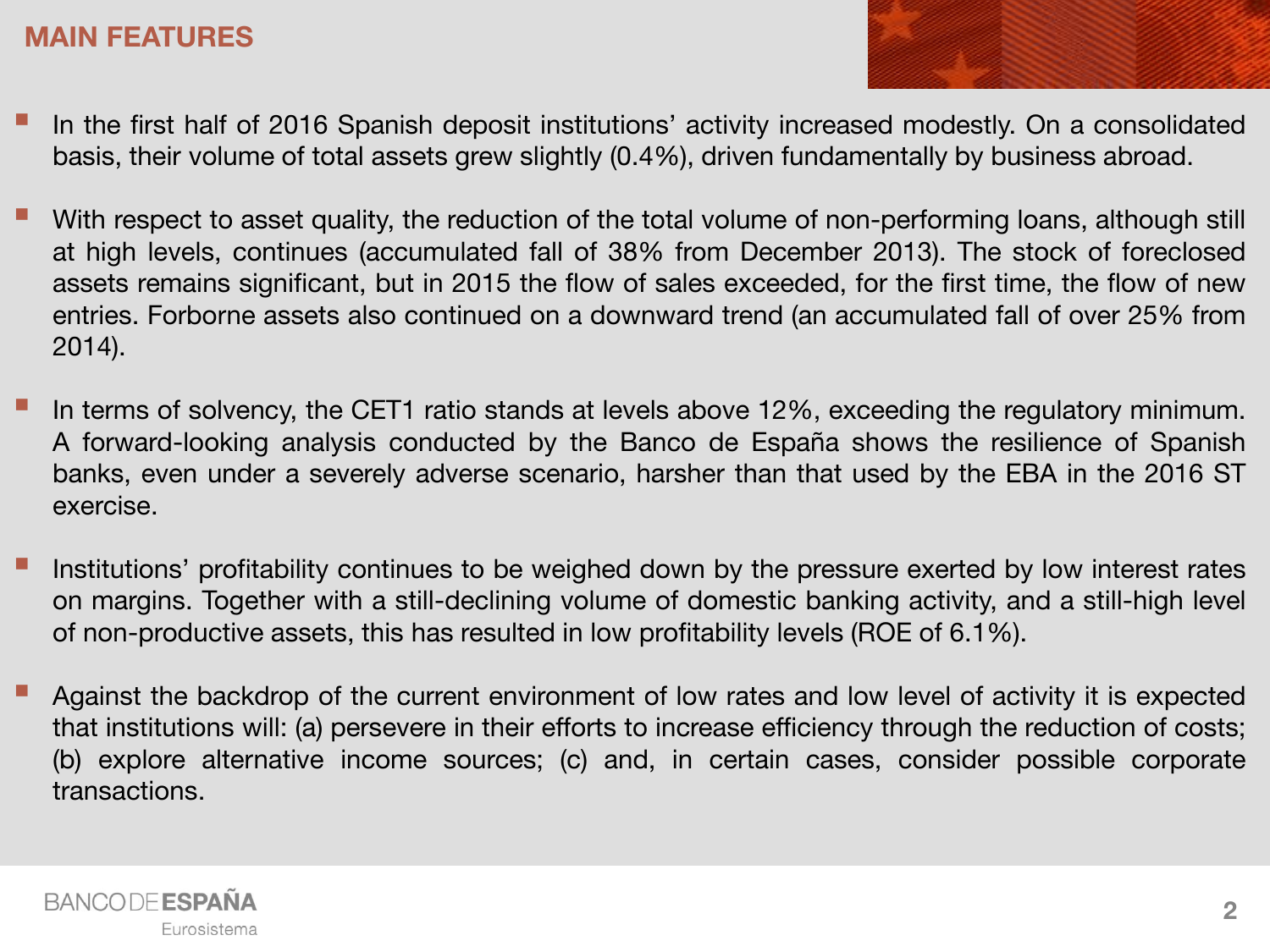## MAIN FEATURES

- In the first half of 2016 Spanish deposit institutions' activity increased modestly. On a consolidated basis, their volume of total assets grew slightly (0.4%), driven fundamentally by business abroad.

- With respect to asset quality, the reduction of the total volume of non-performing loans, although still at high levels, continues (accumulated fall of 38% from December 2013). The stock of foreclosed assets remains significant, but in 2015 the flow of sales exceeded, for the first time, the flow of new entries. Forborne assets also continued on a downward trend (an accumulated fall of over 25% from 2014).

- In terms of solvency, the CET1 ratio stands at levels above 12%, exceeding the regulatory minimum. A forward-looking analysis conducted by the Banco de España shows the resilience of Spanish banks, even under a severely adverse scenario, harsher than that used by the EBA in the 2016 ST exercise.

- Institutions' profitability continues to be weighed down by the pressure exerted by low interest rates on margins. Together with a still-declining volume of domestic banking activity, and a still-high level of non-productive assets, this has resulted in low profitability levels (ROE of 6.1%).

- Against the backdrop of the current environment of low rates and low level of activity it is expected that institutions will: (a) persevere in their efforts to increase efficiency through the reduction of costs; (b) explore alternative income sources; (c) and, in certain cases, consider possible corporate transactions.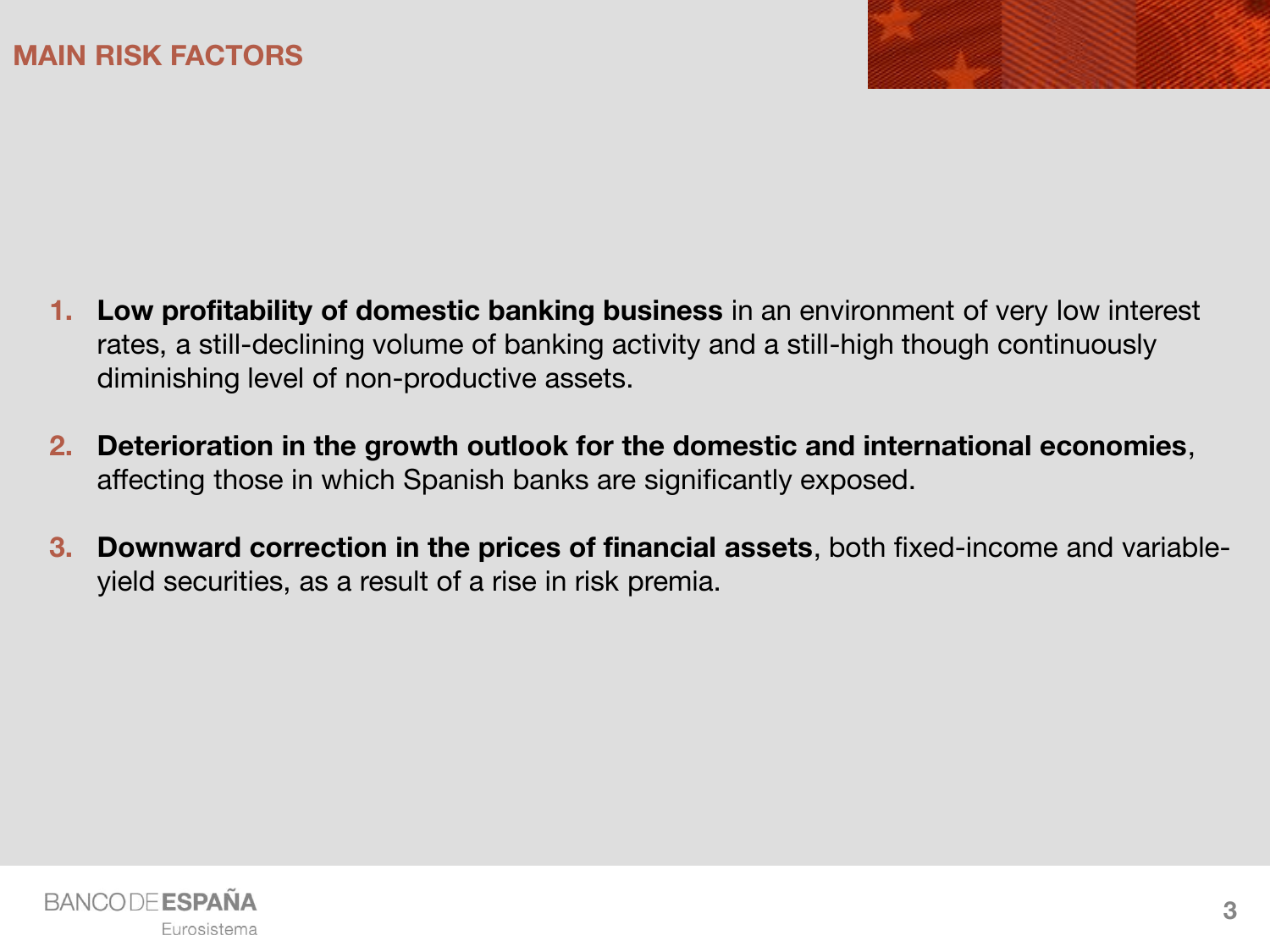## MAIN RISK FACTORS

1. **Low profitability of domestic banking business** in an environment of very low interest rates, a still-declining volume of banking activity and a still-high though continuously diminishing level of non-productive assets.

2. **Deterioration in the growth outlook for the domestic and international economies**, affecting those in which Spanish banks are significantly exposed.

3. **Downward correction in the prices of financial assets**, both fixed-income and variable-yield securities, as a result of a rise in risk premia.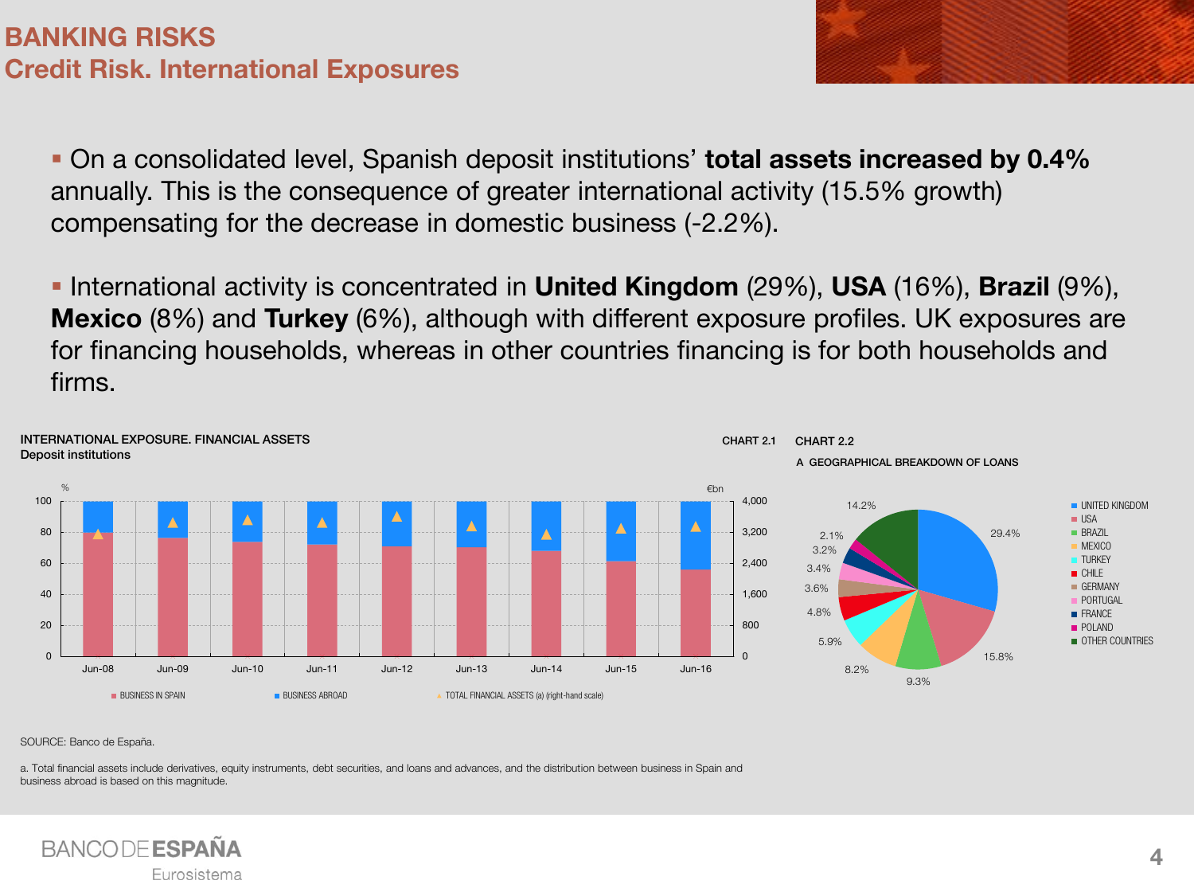# BANKING RISKS
## Credit Risk. International Exposures

- On a consolidated level, Spanish deposit institutions' **total assets increased by 0.4%** annually. This is the consequence of greater international activity (15.5% growth) compensating for the decrease in domestic business (-2.2%).

- International activity is concentrated in **United Kingdom** (29%), **USA** (16%), **Brazil** (9%), **Mexico** (8%) and **Turkey** (6%), although with different exposure profiles. UK exposures are for financing households, whereas in other countries financing is for both households and firms.

**INTERNATIONAL EXPOSURE. FINANCIAL ASSETS** — CHART 2.1

Deposit institutions

% / €bn

Series: BUSINESS IN SPAIN; BUSINESS ABROAD; TOTAL FINANCIAL ASSETS (a) (right-hand scale)

Periods: Jun-08, Jun-09, Jun-10, Jun-11, Jun-12, Jun-13, Jun-14, Jun-15, Jun-16

**CHART 2.2**

A GEOGRAPHICAL BREAKDOWN OF LOANS

| Country | % |
|---|---|
| UNITED KINGDOM | 29.4% |
| USA | 15.8% |
| BRAZIL | 9.3% |
| MEXICO | 8.2% |
| TURKEY | 5.9% |
| CHILE | 4.8% |
| GERMANY | 3.6% |
| PORTUGAL | 3.4% |
| FRANCE | 3.2% |
| POLAND | 2.1% |
| OTHER COUNTRIES | 14.2% |

SOURCE: Banco de España.

a. Total financial assets include derivatives, equity instruments, debt securities, and loans and advances, and the distribution between business in Spain and business abroad is based on this magnitude.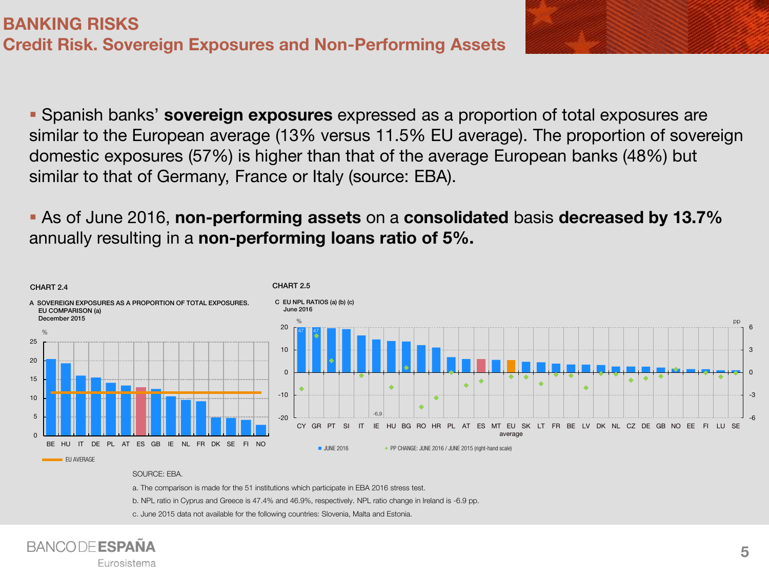# BANKING RISKS

## Credit Risk. Sovereign Exposures and Non-Performing Assets

- Spanish banks' **sovereign exposures** expressed as a proportion of total exposures are similar to the European average (13% versus 11.5% EU average). The proportion of sovereign domestic exposures (57%) is higher than that of the average European banks (48%) but similar to that of Germany, France or Italy (source: EBA).

- As of June 2016, **non-performing assets** on a **consolidated** basis **decreased by 13.7%** annually resulting in a **non-performing loans ratio of 5%.**

CHART 2.4

A SOVEREIGN EXPOSURES AS A PROPORTION OF TOTAL EXPOSURES. EU COMPARISON (a)
December 2015

CHART 2.5

C EU NPL RATIOS (a) (b) (c)
June 2016

SOURCE: EBA.

a. The comparison is made for the 51 institutions which participate in EBA 2016 stress test.

b. NPL ratio in Cyprus and Greece is 47.4% and 46.9%, respectively. NPL ratio change in Ireland is -6.9 pp.

c. June 2015 data not available for the following countries: Slovenia, Malta and Estonia.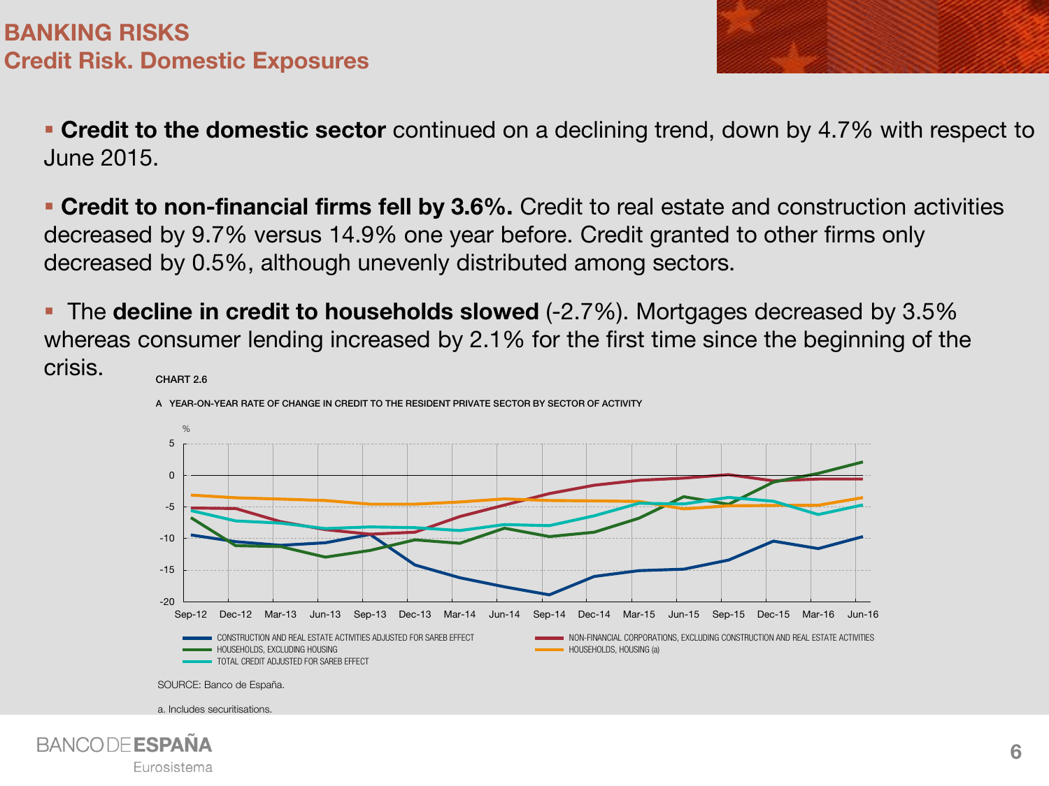# BANKING RISKS

## Credit Risk. Domestic Exposures

- **Credit to the domestic sector** continued on a declining trend, down by 4.7% with respect to June 2015.

- **Credit to non-financial firms fell by 3.6%.** Credit to real estate and construction activities decreased by 9.7% versus 14.9% one year before. Credit granted to other firms only decreased by 0.5%, although unevenly distributed among sectors.

- The **decline in credit to households slowed** (-2.7%). Mortgages decreased by 3.5% whereas consumer lending increased by 2.1% for the first time since the beginning of the crisis.

CHART 2.6

A YEAR-ON-YEAR RATE OF CHANGE IN CREDIT TO THE RESIDENT PRIVATE SECTOR BY SECTOR OF ACTIVITY

SOURCE: Banco de España.

a. Includes securitisations.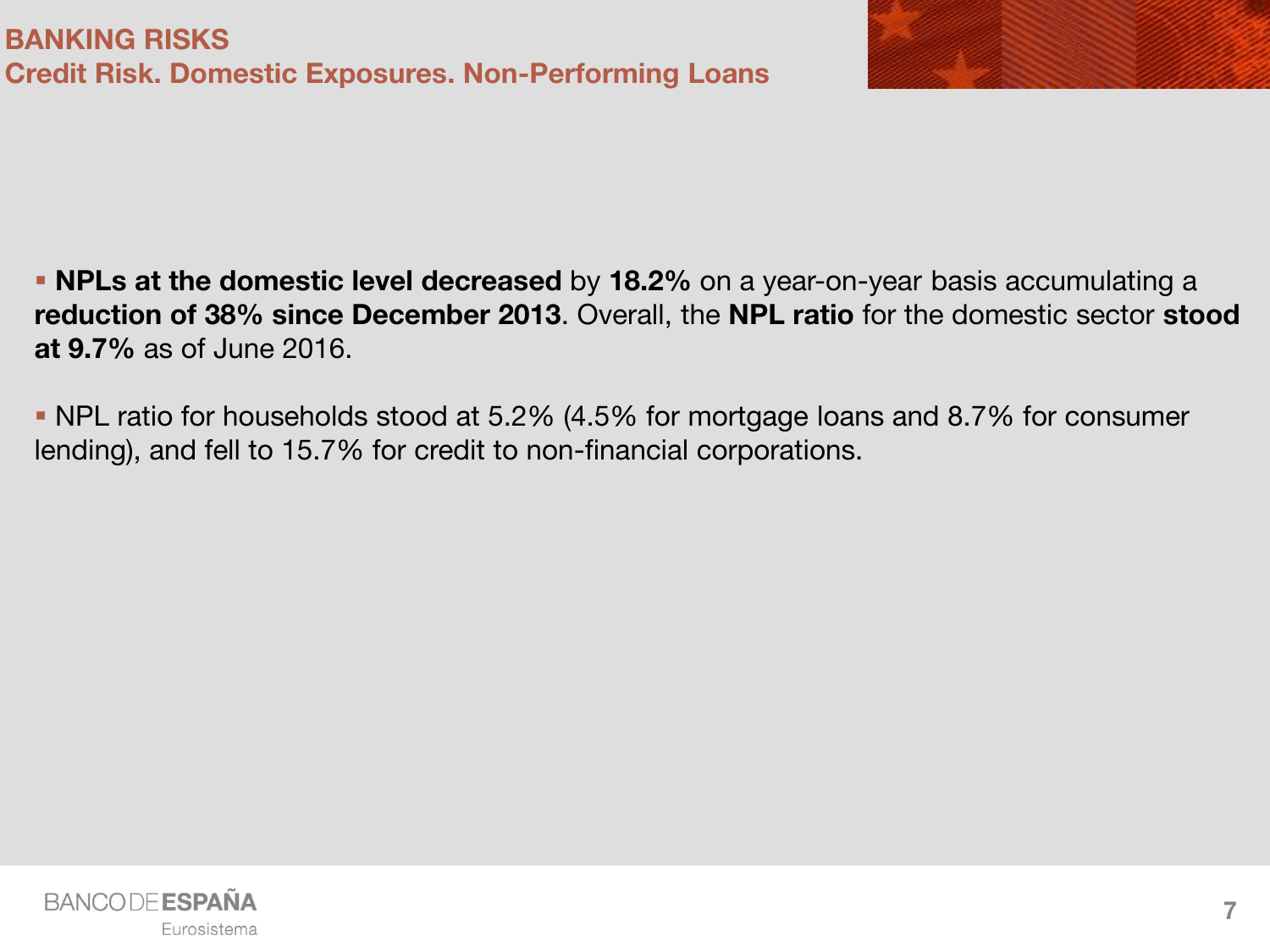# BANKING RISKS

## Credit Risk. Domestic Exposures. Non-Performing Loans

- **NPLs at the domestic level decreased** by **18.2%** on a year-on-year basis accumulating a **reduction of 38% since December 2013**. Overall, the **NPL ratio** for the domestic sector **stood at 9.7%** as of June 2016.

- NPL ratio for households stood at 5.2% (4.5% for mortgage loans and 8.7% for consumer lending), and fell to 15.7% for credit to non-financial corporations.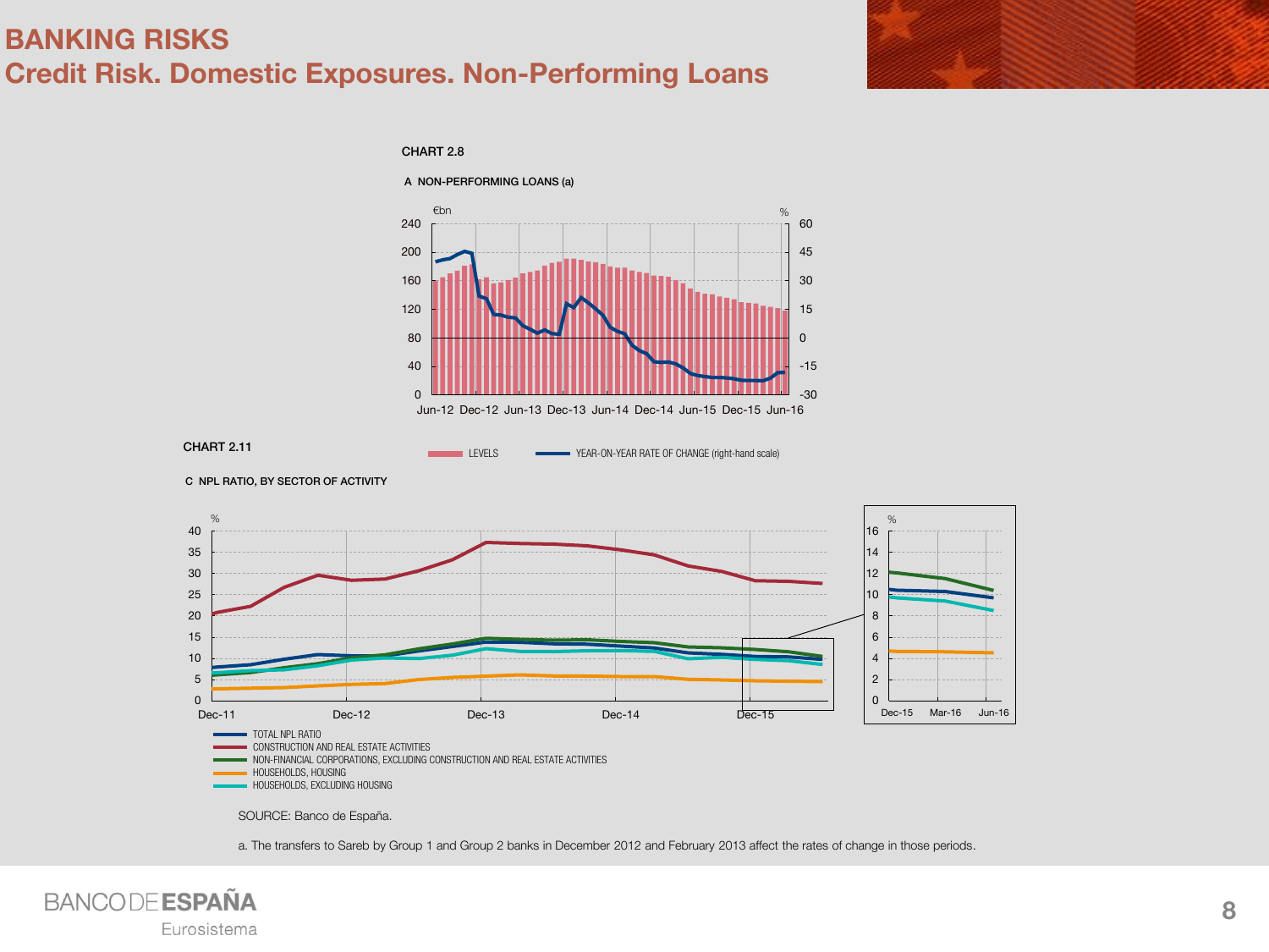# BANKING RISKS
## Credit Risk. Domestic Exposures. Non-Performing Loans

CHART 2.8

A NON-PERFORMING LOANS (a)

€bn | %

LEVELS — YEAR-ON-YEAR RATE OF CHANGE (right-hand scale)

CHART 2.11

C NPL RATIO, BY SECTOR OF ACTIVITY

- TOTAL NPL RATIO
- CONSTRUCTION AND REAL ESTATE ACTIVITIES
- NON-FINANCIAL CORPORATIONS, EXCLUDING CONSTRUCTION AND REAL ESTATE ACTIVITIES
- HOUSEHOLDS, HOUSING
- HOUSEHOLDS, EXCLUDING HOUSING

SOURCE: Banco de España.

a. The transfers to Sareb by Group 1 and Group 2 banks in December 2012 and February 2013 affect the rates of change in those periods.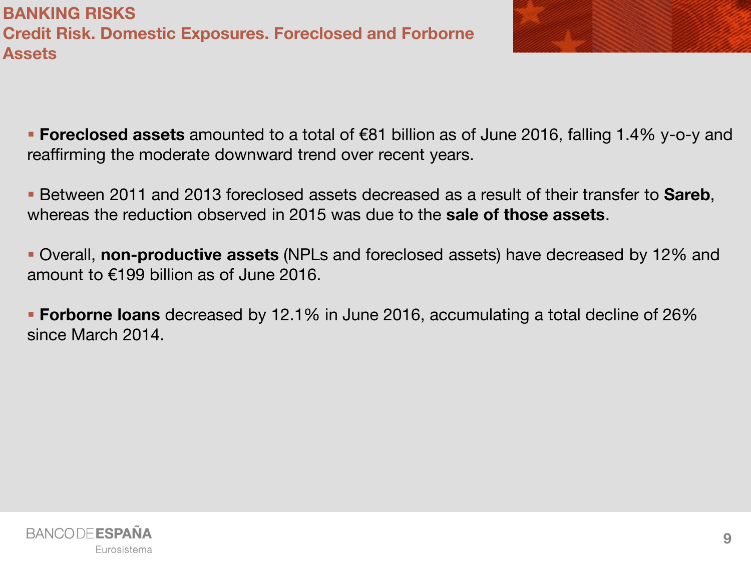# BANKING RISKS

## Credit Risk. Domestic Exposures. Foreclosed and Forborne Assets

- **Foreclosed assets** amounted to a total of €81 billion as of June 2016, falling 1.4% y-o-y and reaffirming the moderate downward trend over recent years.

- Between 2011 and 2013 foreclosed assets decreased as a result of their transfer to **Sareb**, whereas the reduction observed in 2015 was due to the **sale of those assets**.

- Overall, **non-productive assets** (NPLs and foreclosed assets) have decreased by 12% and amount to €199 billion as of June 2016.

- **Forborne loans** decreased by 12.1% in June 2016, accumulating a total decline of 26% since March 2014.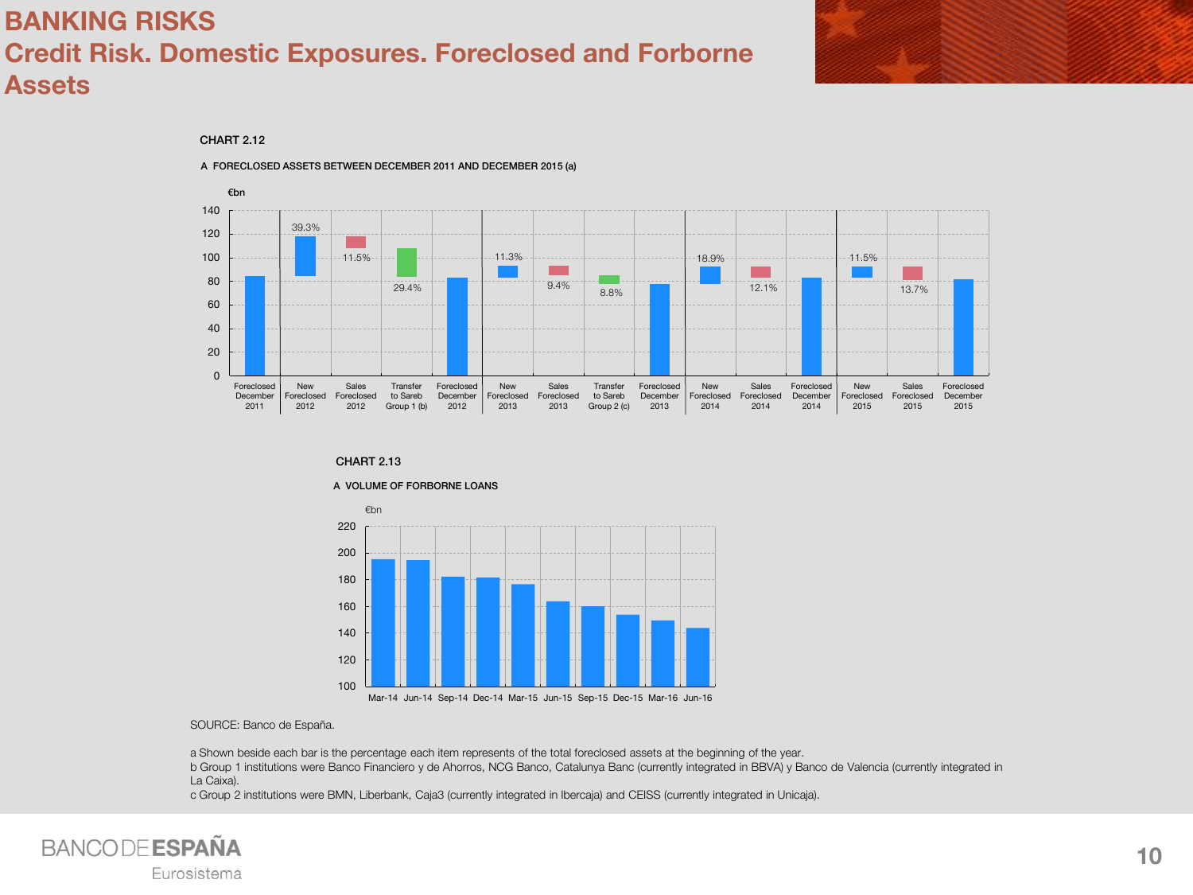# BANKING RISKS

## Credit Risk. Domestic Exposures. Foreclosed and Forborne Assets

CHART 2.12

A FORECLOSED ASSETS BETWEEN DECEMBER 2011 AND DECEMBER 2015 (a)

€bn

| | Percentage |
|---|---|
| Foreclosed December 2011 | |
| New Foreclosed 2012 | 39.3% |
| Sales Foreclosed 2012 | 11.5% |
| Transfer to Sareb Group 1 (b) | 29.4% |
| Foreclosed December 2012 | |
| New Foreclosed 2013 | 11.3% |
| Sales Foreclosed 2013 | 9.4% |
| Transfer to Sareb Group 2 (c) | 8.8% |
| Foreclosed December 2013 | |
| New Foreclosed 2014 | 18.9% |
| Sales Foreclosed 2014 | 12.1% |
| Foreclosed December 2014 | |
| New Foreclosed 2015 | 11.5% |
| Sales Foreclosed 2015 | 13.7% |
| Foreclosed December 2015 | |

CHART 2.13

A VOLUME OF FORBORNE LOANS

€bn

Mar-14, Jun-14, Sep-14, Dec-14, Mar-15, Jun-15, Sep-15, Dec-15, Mar-16, Jun-16

SOURCE: Banco de España.

a Shown beside each bar is the percentage each item represents of the total foreclosed assets at the beginning of the year.
b Group 1 institutions were Banco Financiero y de Ahorros, NCG Banco, Catalunya Banc (currently integrated in BBVA) y Banco de Valencia (currently integrated in La Caixa).
c Group 2 institutions were BMN, Liberbank, Caja3 (currently integrated in Ibercaja) and CEISS (currently integrated in Unicaja).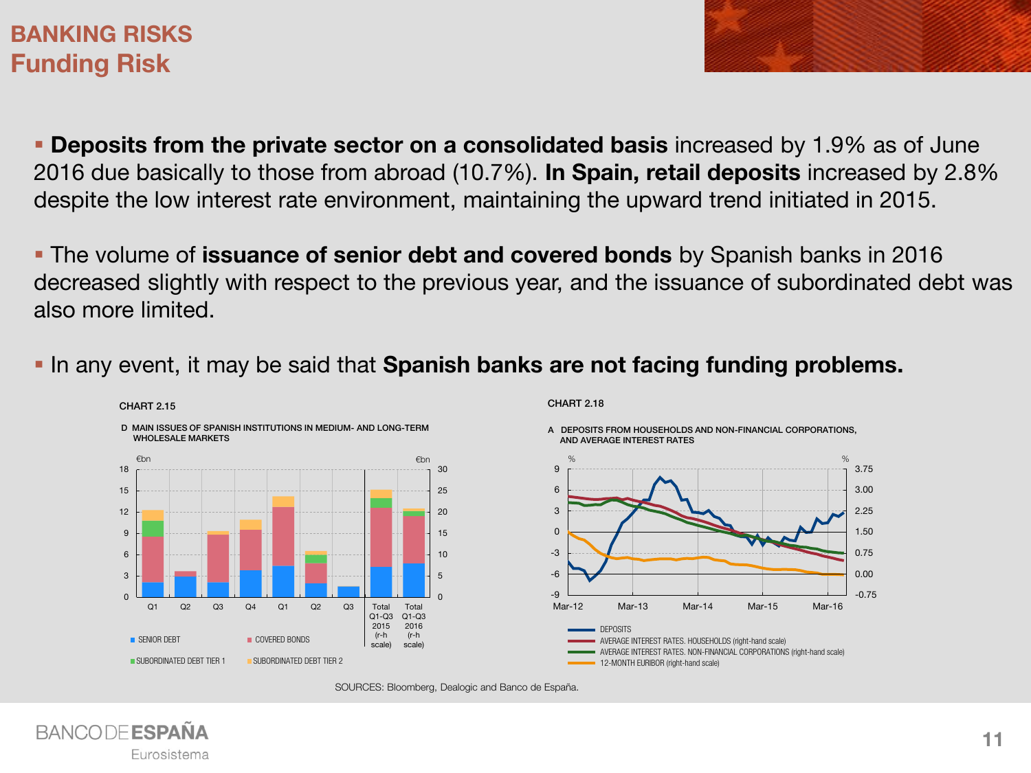# BANKING RISKS
## Funding Risk

- **Deposits from the private sector on a consolidated basis** increased by 1.9% as of June 2016 due basically to those from abroad (10.7%). **In Spain, retail deposits** increased by 2.8% despite the low interest rate environment, maintaining the upward trend initiated in 2015.

- The volume of **issuance of senior debt and covered bonds** by Spanish banks in 2016 decreased slightly with respect to the previous year, and the issuance of subordinated debt was also more limited.

- In any event, it may be said that **Spanish banks are not facing funding problems.**

CHART 2.15

D MAIN ISSUES OF SPANISH INSTITUTIONS IN MEDIUM- AND LONG-TERM WHOLESALE MARKETS

CHART 2.18

A DEPOSITS FROM HOUSEHOLDS AND NON-FINANCIAL CORPORATIONS, AND AVERAGE INTEREST RATES

SOURCES: Bloomberg, Dealogic and Banco de España.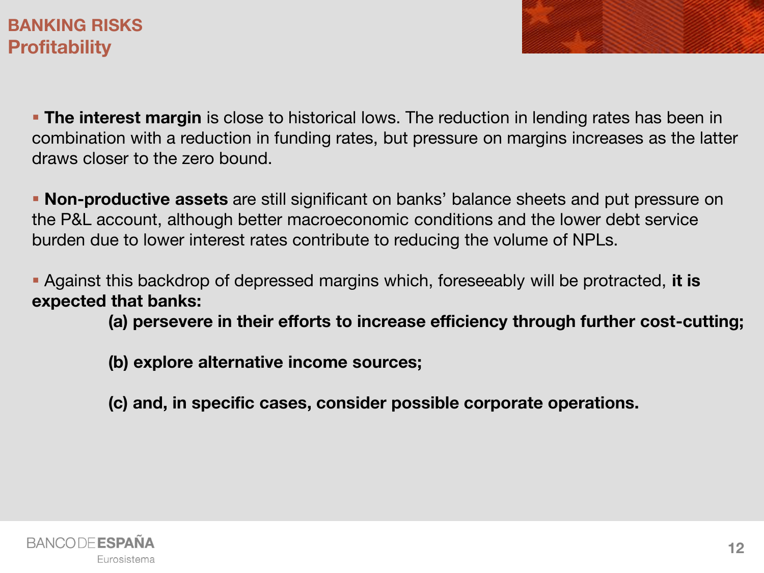# BANKING RISKS
## Profitability

- **The interest margin** is close to historical lows. The reduction in lending rates has been in combination with a reduction in funding rates, but pressure on margins increases as the latter draws closer to the zero bound.

- **Non-productive assets** are still significant on banks' balance sheets and put pressure on the P&L account, although better macroeconomic conditions and the lower debt service burden due to lower interest rates contribute to reducing the volume of NPLs.

- Against this backdrop of depressed margins which, foreseeably will be protracted, **it is expected that banks:**

  **(a) persevere in their efforts to increase efficiency through further cost-cutting;**

  **(b) explore alternative income sources;**

  **(c) and, in specific cases, consider possible corporate operations.**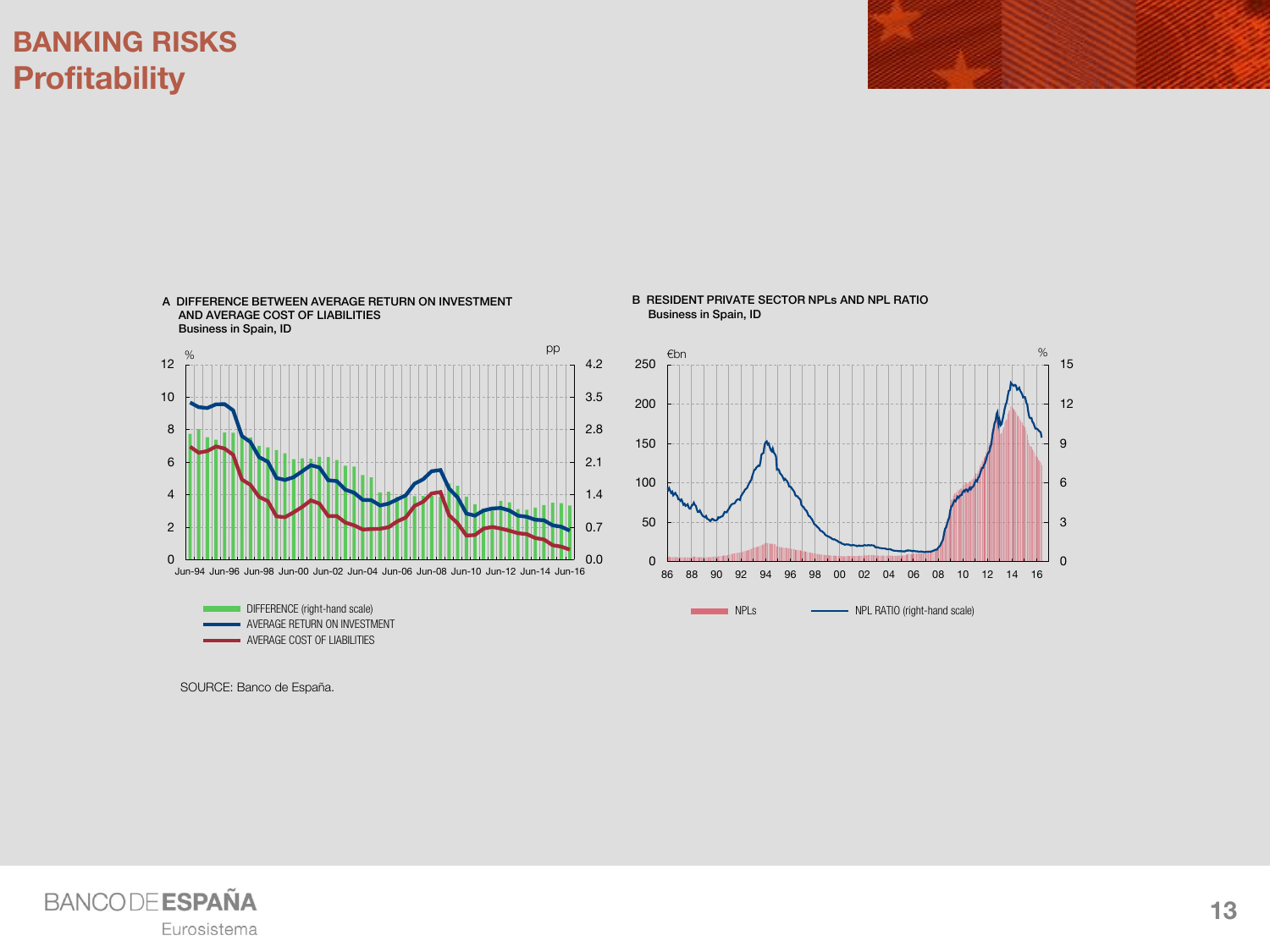# BANKING RISKS

## Profitability

**A DIFFERENCE BETWEEN AVERAGE RETURN ON INVESTMENT AND AVERAGE COST OF LIABILITIES**
**Business in Spain, ID**

- DIFFERENCE (right-hand scale)
- AVERAGE RETURN ON INVESTMENT
- AVERAGE COST OF LIABILITIES

**B RESIDENT PRIVATE SECTOR NPLs AND NPL RATIO**
**Business in Spain, ID**

- NPLs
- NPL RATIO (right-hand scale)

SOURCE: Banco de España.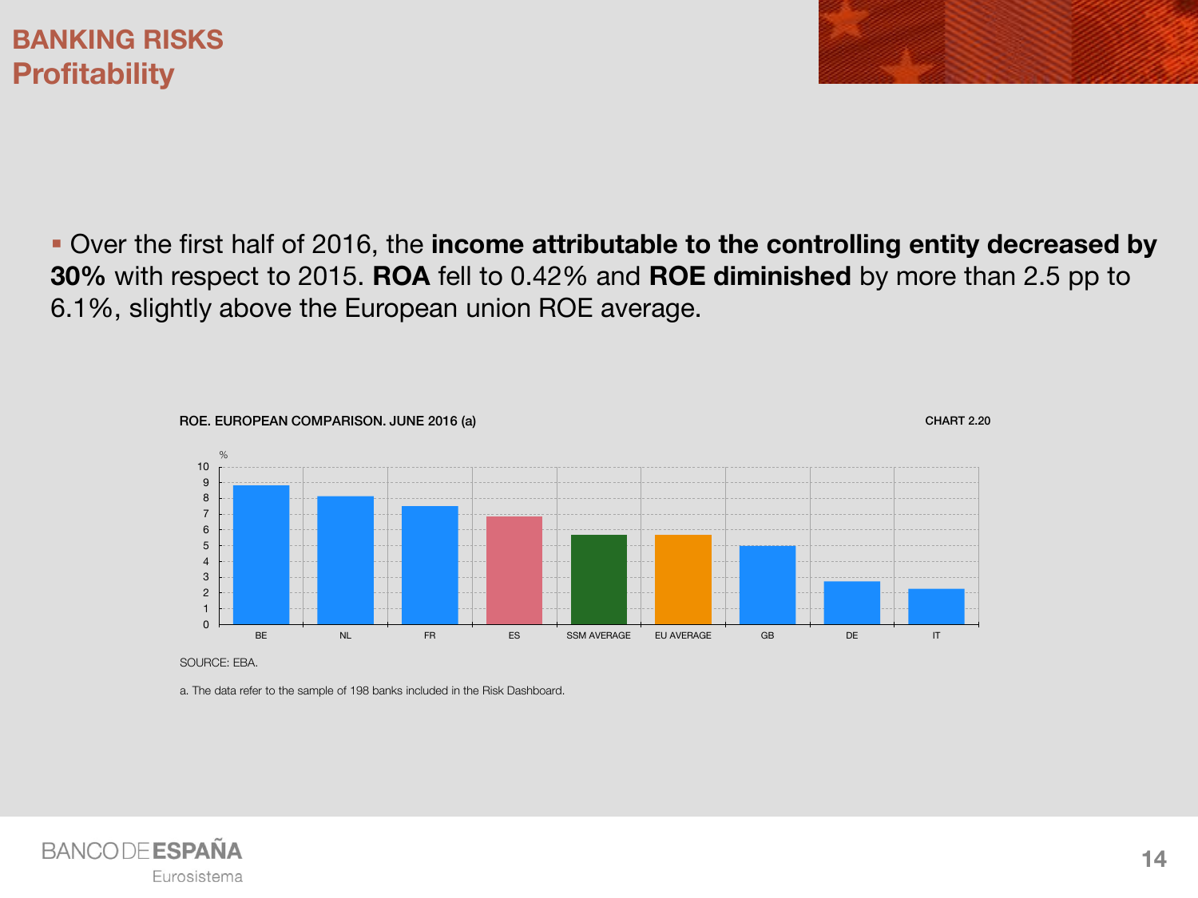# BANKING RISKS
## Profitability

- Over the first half of 2016, the **income attributable to the controlling entity decreased by 30%** with respect to 2015. **ROA** fell to 0.42% and **ROE diminished** by more than 2.5 pp to 6.1%, slightly above the European union ROE average.

ROE. EUROPEAN COMPARISON. JUNE 2016 (a)

CHART 2.20

SOURCE: EBA.

a. The data refer to the sample of 198 banks included in the Risk Dashboard.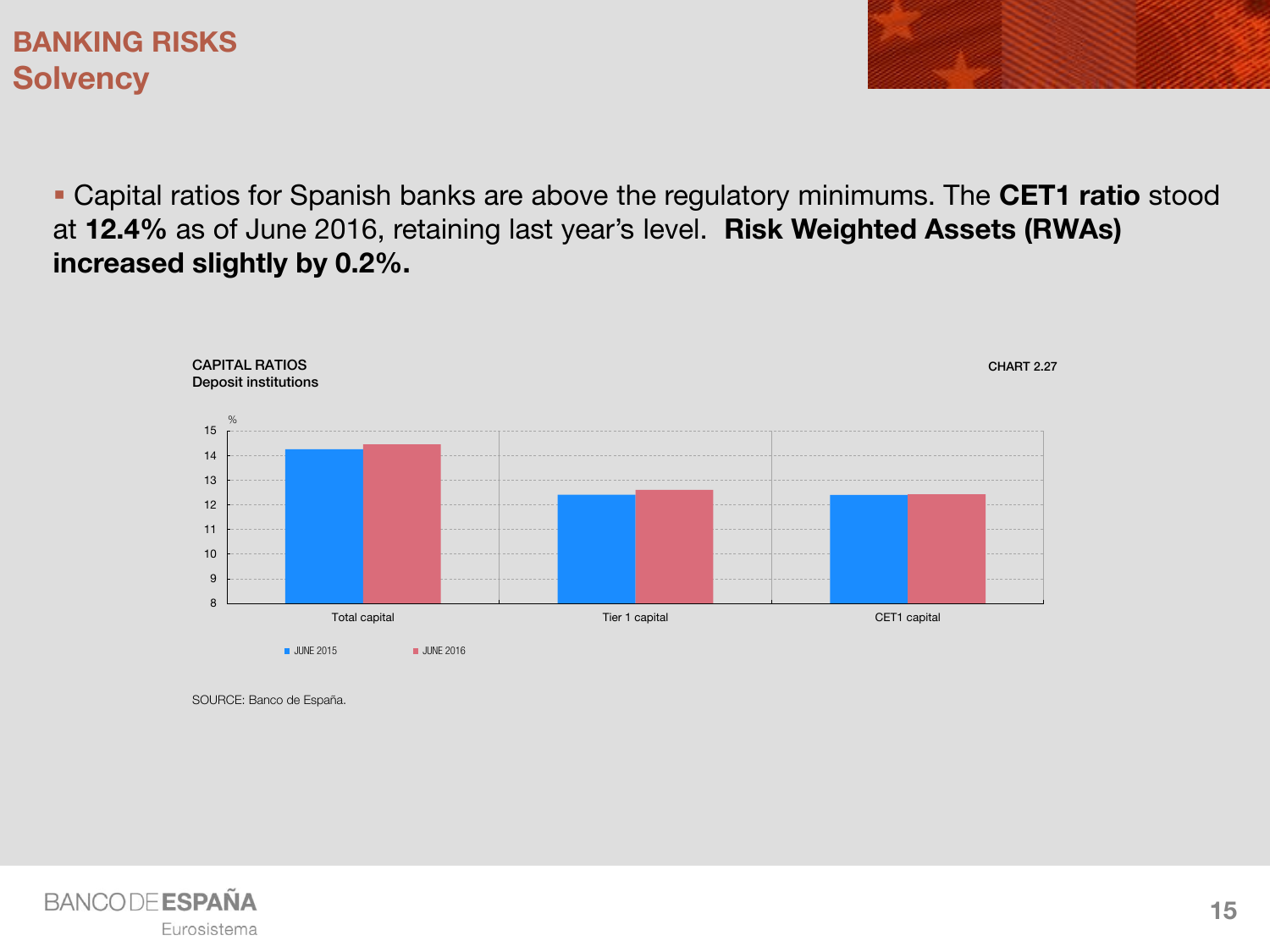# BANKING RISKS
## Solvency

- Capital ratios for Spanish banks are above the regulatory minimums. The **CET1 ratio** stood at **12.4%** as of June 2016, retaining last year's level. **Risk Weighted Assets (RWAs) increased slightly by 0.2%.**

CAPITAL RATIOS
Deposit institutions

CHART 2.27

SOURCE: Banco de España.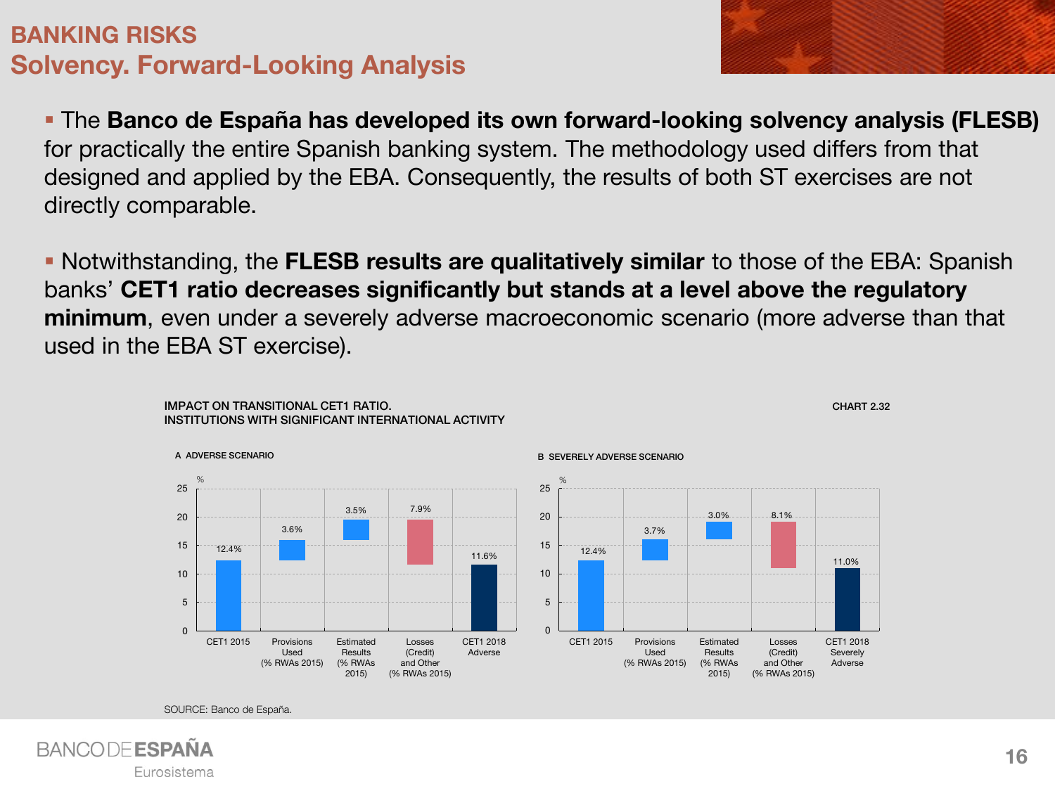# BANKING RISKS
## Solvency. Forward-Looking Analysis

- The **Banco de España has developed its own forward-looking solvency analysis (FLESB)** for practically the entire Spanish banking system. The methodology used differs from that designed and applied by the EBA. Consequently, the results of both ST exercises are not directly comparable.

- Notwithstanding, the **FLESB results are qualitatively similar** to those of the EBA: Spanish banks' **CET1 ratio decreases significantly but stands at a level above the regulatory minimum**, even under a severely adverse macroeconomic scenario (more adverse than that used in the EBA ST exercise).

IMPACT ON TRANSITIONAL CET1 RATIO.
INSTITUTIONS WITH SIGNIFICANT INTERNATIONAL ACTIVITY

CHART 2.32

A ADVERSE SCENARIO

%

25
20
15
10
5
0

12.4%
3.6%
3.5%
7.9%
11.6%

CET1 2015
Provisions Used (% RWAs 2015)
Estimated Results (% RWAs 2015)
Losses (Credit) and Other (% RWAs 2015)
CET1 2018 Adverse

B SEVERELY ADVERSE SCENARIO

%

25
20
15
10
5
0

12.4%
3.7%
3.0%
8.1%
11.0%

CET1 2015
Provisions Used (% RWAs 2015)
Estimated Results (% RWAs 2015)
Losses (Credit) and Other (% RWAs 2015)
CET1 2018 Severely Adverse

SOURCE: Banco de España.